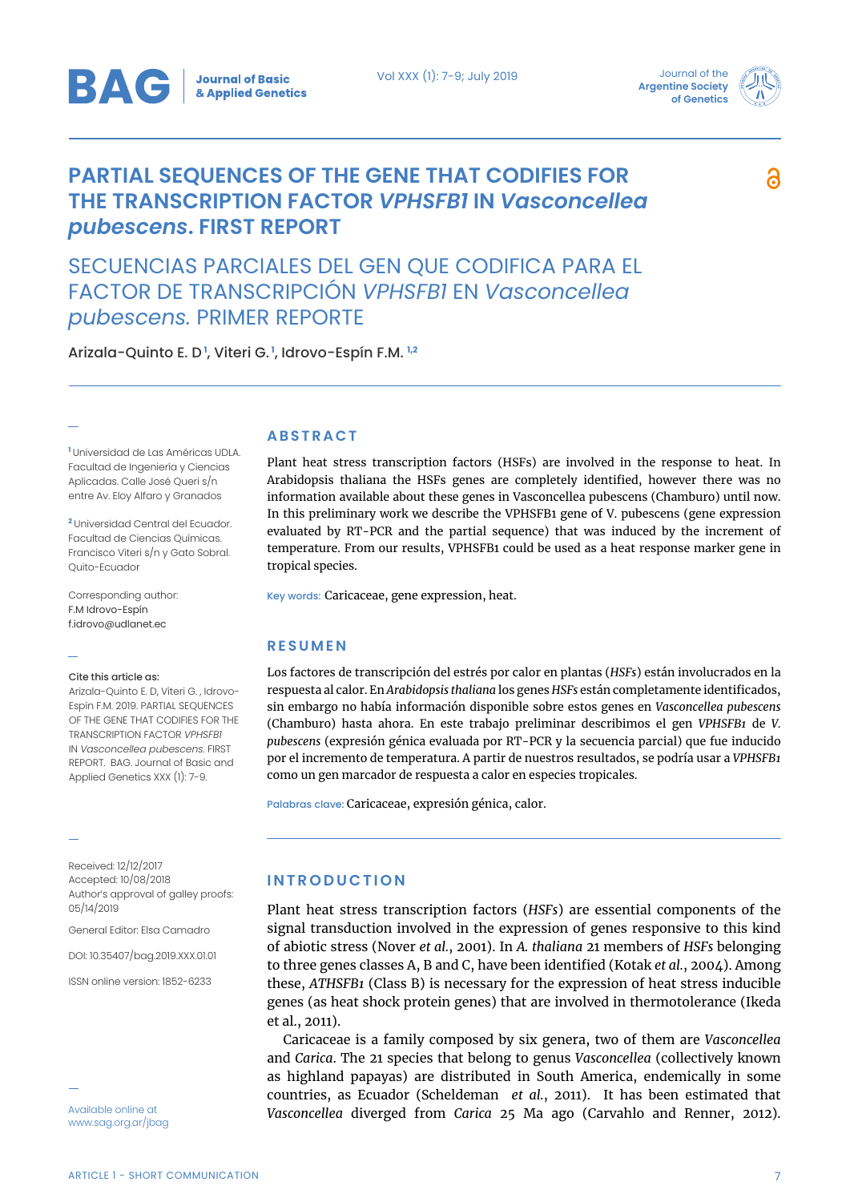# PARTIAL SEQUENCES OF THE GENE THAT CODIFIES FOR THE TRANSCRIPTION FACTOR *VPHSFB1* IN *Vasconcellea pubescens*. FIRST REPORT

# SECUENCIAS PARCIALES DEL GEN QUE CODIFICA PARA EL FACTOR DE TRANSCRIPCIÓN *VPHSFB1* EN *Vasconcellea pubescens*. PRIMER REPORTE

Arizala-Quinto E. D[1], Viteri G.[1], Idrovo-Espín F.M. [1,2]

[1] Universidad de Las Américas UDLA. Facultad de Ingeniería y Ciencias Aplicadas. Calle José Queri s/n entre Av. Eloy Alfaro y Granados

[2] Universidad Central del Ecuador. Facultad de Ciencias Químicas. Francisco Viteri s/n y Gato Sobral. Quito-Ecuador

Corresponding author:
F.M Idrovo-Espín
f.idrovo@udlanet.ec

**Cite this article as:**
Arizala-Quinto E. D, Viteri G. , Idrovo-Espín F.M. 2019. PARTIAL SEQUENCES OF THE GENE THAT CODIFIES FOR THE TRANSCRIPTION FACTOR *VPHSFB1* IN *Vasconcellea pubescens*. FIRST REPORT. BAG. Journal of Basic and Applied Genetics XXX (1): 7-9.

Received: 12/12/2017
Accepted: 10/08/2018
Author's approval of galley proofs: 05/14/2019

General Editor: Elsa Camadro

DOI: 10.35407/bag.2019.XXX.01.01

ISSN online version: 1852-6233

Available online at www.sag.org.ar/jbag

## ABSTRACT

Plant heat stress transcription factors (HSFs) are involved in the response to heat. In Arabidopsis thaliana the HSFs genes are completely identified, however there was no information available about these genes in Vasconcellea pubescens (Chamburo) until now. In this preliminary work we describe the VPHSFB1 gene of V. pubescens (gene expression evaluated by RT-PCR and the partial sequence) that was induced by the increment of temperature. From our results, VPHSFB1 could be used as a heat response marker gene in tropical species.

Key words: Caricaceae, gene expression, heat.

## RESUMEN

Los factores de transcripción del estrés por calor en plantas (*HSFs*) están involucrados en la respuesta al calor. En *Arabidopsis thaliana* los genes *HSFs* están completamente identificados, sin embargo no había información disponible sobre estos genes en *Vasconcellea pubescens* (Chamburo) hasta ahora. En este trabajo preliminar describimos el gen *VPHSFB1* de *V. pubescens* (expresión génica evaluada por RT-PCR y la secuencia parcial) que fue inducido por el incremento de temperatura. A partir de nuestros resultados, se podría usar a *VPHSFB1* como un gen marcador de respuesta a calor en especies tropicales.

Palabras clave: Caricaceae, expresión génica, calor.

## INTRODUCTION

Plant heat stress transcription factors (*HSFs*) are essential components of the signal transduction involved in the expression of genes responsive to this kind of abiotic stress (Nover *et al.*, 2001). In *A. thaliana* 21 members of *HSFs* belonging to three genes classes A, B and C, have been identified (Kotak *et al.*, 2004). Among these, *ATHSFB1* (Class B) is necessary for the expression of heat stress inducible genes (as heat shock protein genes) that are involved in thermotolerance (Ikeda et al., 2011).

Caricaceae is a family composed by six genera, two of them are *Vasconcellea* and *Carica*. The 21 species that belong to genus *Vasconcellea* (collectively known as highland papayas) are distributed in South America, endemically in some countries, as Ecuador (Scheldeman *et al.*, 2011). It has been estimated that *Vasconcellea* diverged from *Carica* 25 Ma ago (Carvahlo and Renner, 2012).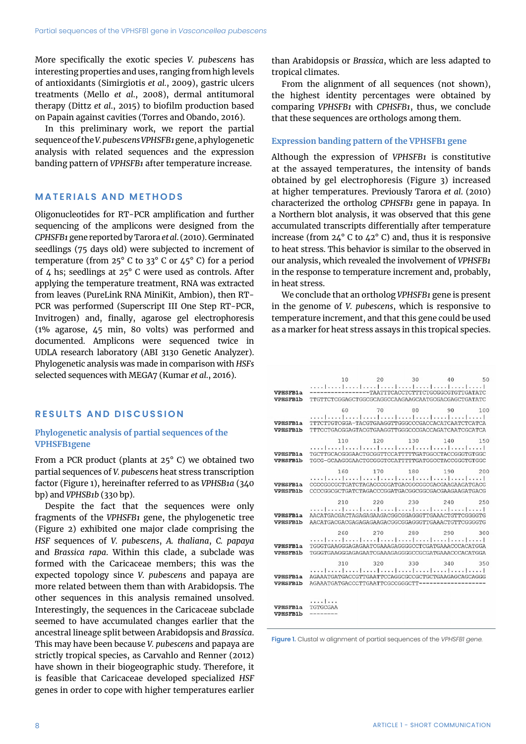More specifically the exotic species *V. pubescens* has interesting properties and uses, ranging from high levels of antioxidants (Simirgiotis *et al.*, 2009), gastric ulcers treatments (Mello *et al.*, 2008), dermal antitumoral therapy (Dittz *et al.*, 2015) to biofilm production based on Papain against cavities (Torres and Obando, 2016).

In this preliminary work, we report the partial sequence of the *V. pubescens VPHSFB1* gene, a phylogenetic analysis with related sequences and the expression banding pattern of *VPHSFB1* after temperature increase.

## MATERIALS AND METHODS

Oligonucleotides for RT-PCR amplification and further sequencing of the amplicons were designed from the *CPHSFB1* gene reported by Tarora *et al.* (2010). Germinated seedlings (75 days old) were subjected to increment of temperature (from 25° C to 33° C or 45° C) for a period of 4 hs; seedlings at 25° C were used as controls. After applying the temperature treatment, RNA was extracted from leaves (PureLink RNA MiniKit, Ambion), then RT-PCR was performed (Superscript III One Step RT-PCR, Invitrogen) and, finally, agarose gel electrophoresis (1% agarose, 45 min, 80 volts) was performed and documented. Amplicons were sequenced twice in UDLA research laboratory (ABI 3130 Genetic Analyzer). Phylogenetic analysis was made in comparison with *HSFs* selected sequences with MEGA7 (Kumar *et al.*, 2016).

## RESULTS AND DISCUSSION

### Phylogenetic analysis of partial sequences of the VPHSFB1gene

From a PCR product (plants at 25° C) we obtained two partial sequences of *V. pubescens* heat stress transcription factor (Figure 1), hereinafter referred to as *VPHSB1a* (340 bp) and *VPHSB1b* (330 bp).

Despite the fact that the sequences were only fragments of the *VPHSFB1* gene, the phylogenetic tree (Figure 2) exhibited one major clade comprising the *HSF* sequences of *V. pubescens*, *A. thaliana*, *C. papaya* and *Brassica rapa*. Within this clade, a subclade was formed with the Caricaceae members; this was the expected topology since *V. pubescens* and papaya are more related between them than with Arabidopsis. The other sequences in this analysis remained unsolved. Interestingly, the sequences in the Caricaceae subclade seemed to have accumulated changes earlier that the ancestral lineage split between Arabidopsis and *Brassica*. This may have been because *V. pubescens* and papaya are strictly tropical species, as Carvahlo and Renner (2012) have shown in their biogeographic study. Therefore, it is feasible that Caricaceae developed specialized *HSF* genes in order to cope with higher temperatures earlier than Arabidopsis or *Brassica*, which are less adapted to tropical climates.

From the alignment of all sequences (not shown), the highest identity percentages were obtained by comparing *VPHSFB1* with *CPHSFB1*, thus, we conclude that these sequences are orthologs among them.

### Expression banding pattern of the VPHSFB1 gene

Although the expression of *VPHSFB1* is constitutive at the assayed temperatures, the intensity of bands obtained by gel electrophoresis (Figure 3) increased at higher temperatures. Previously Tarora *et al.* (2010) characterized the ortholog *CPHSFB1* gene in papaya. In a Northern blot analysis, it was observed that this gene accumulated transcripts differentially after temperature increase (from 24° C to 42° C) and, thus it is responsive to heat stress. This behavior is similar to the observed in our analysis, which revealed the involvement of *VPHSFB1* in the response to temperature increment and, probably, in heat stress.

We conclude that an ortholog *VPHSFB1* gene is present in the genome of *V. pubescens*, which is responsive to temperature increment, and that this gene could be used as a marker for heat stress assays in this tropical species.

```
                10        20        30        40        50
            ....|....|....|....|....|....|....|....|....|....|
VPHSFB1a    ----------------TAATTTCACCTCTTTCTGCGGCGTGTTGATATC
VPHSFB1b    TTGTTCTCGGAGCTGGCGCAGGCCAAGAAGCAATGCGACGAGCTGATATC

                60        70        80        90       100
            ....|....|....|....|....|....|....|....|....|....|
VPHSFB1a    TTTCTTGTCGGA-TACGTGAAGGTTGGGCCCGACCACATCAATCTCATCA
VPHSFB1b    TTTCCTGACGGAGTACGTGAAGGTTGGGCCCGACCAGATCAATCGCATCA

               110       120       130       140       150
            ....|....|....|....|....|....|....|....|....|....|
VPHSFB1a    TGCTTGCACGGGAACTGCGGTTCCATTTTTGATGGCCTACCGGGTGTGGC
VPHSFB1b    TGCG-GCAAGGGAACTGCGGGTCCATTTTTGATGGCCTACCGGCTGTGGC

               160       170       180       190       200
            ....|....|....|....|....|....|....|....|....|....|
VPHSFB1a    CCCCGGCGCTGATCTAGACCCGGATGACGGCGGCGACGAAGAAGATGACG
VPHSFB1b    CCCCGGCGCTGATCTAGACCCGGATGACGGCGGCGACGAAGAAGATGACG

               210       220       230       240       250
            ....|....|....|....|....|....|....|....|....|....|
VPHSFB1a    AACATGACGACTAGAGAGAAGACGGCGGAGGGTTGAAACTGTTCGGGGTG
VPHSFB1b    AACATGACGACGAGAGAGAAGACGGCGGAGGGTTGAAACTGTTCGGGGTG

               260       270       280       290       300
            ....|....|....|....|....|....|....|....|....|....|
VPHSFB1a    TGGGTGAAGGGAGAGAATCGAAAGAGGGGCCTCGATGAAACCCACATGGA
VPHSFB1b    TGGGTGAAGGGAGAGAATCGAAAGAGGGGCCGCGATGAAACCCACATGGA

               310       320       330       340       350
            ....|....|....|....|....|....|....|....|....|....|
VPHSFB1a    AGAAATGATGACCGTTGAATTCCAGGCGCCGCTGCTGAAGAGCAGCAGGG
VPHSFB1b    AGAAATGATGACCCTTGAATTCGCCGGGCTT-------------------

            ....|...
VPHSFB1a    TGTGCGAA
VPHSFB1b    --------
```

**Figure 1.** Clustal w alignment of partial sequences of the *VPHSFB1 gene.*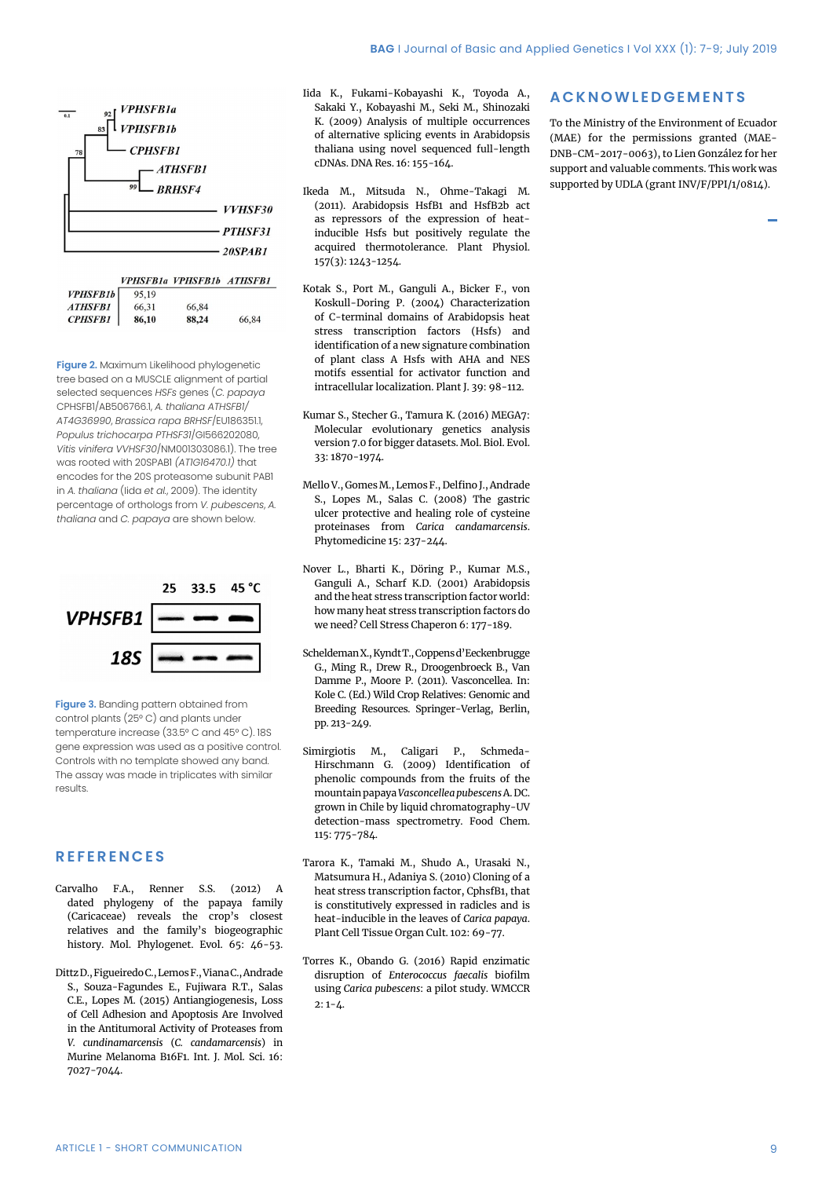VPHSFB1a
VPHSFB1b
CPHSFB1
ATHSFB1
BRHSF4
VVHSF30
PTHSF31
20SPAB1

0.1
92
83
78
99

| | VPHSFB1a | VPHSFB1b | ATHSFB1 |
|---|---|---|---|
| VPHSFB1b | 95,19 | | |
| ATHSFB1 | 66,31 | 66,84 | |
| CPHSFB1 | **86,10** | **88,24** | 66,84 |

**Figure 2.** Maximum Likelihood phylogenetic tree based on a MUSCLE alignment of partial selected sequences *HSFs* genes (*C. papaya* CPHSFB1/AB506766.1, *A. thaliana ATHSFB1*/*AT4G36990*, *Brassica rapa BRHSF*/EU186351.1, *Populus trichocarpa PTHSF31*/GI566202080, *Vitis vinifera VVHSF30*/NM001303086.1). The tree was rooted with 20SPAB1 (*ATIG16470.1*) that encodes for the 20S proteasome subunit PAB1 in *A. thaliana* (Iida *et al.*, 2009). The identity percentage of orthologs from *V. pubescens*, *A. thaliana* and *C. papaya* are shown below.

25 33.5 45 °C
VPHSFB1
18S

**Figure 3.** Banding pattern obtained from control plants (25° C) and plants under temperature increase (33.5° C and 45° C). 18S gene expression was used as a positive control. Controls with no template showed any band. The assay was made in triplicates with similar results.

## REFERENCES

Carvalho F.A., Renner S.S. (2012) A dated phylogeny of the papaya family (Caricaceae) reveals the crop's closest relatives and the family's biogeographic history. Mol. Phylogenet. Evol. 65: 46-53.

Dittz D., Figueiredo C., Lemos F., Viana C., Andrade S., Souza-Fagundes E., Fujiwara R.T., Salas C.E., Lopes M. (2015) Antiangiogenesis, Loss of Cell Adhesion and Apoptosis Are Involved in the Antitumoral Activity of Proteases from *V. cundinamarcensis* (*C. candamarcensis*) in Murine Melanoma B16F1. Int. J. Mol. Sci. 16: 7027-7044.

Iida K., Fukami-Kobayashi K., Toyoda A., Sakaki Y., Kobayashi M., Seki M., Shinozaki K. (2009) Analysis of multiple occurrences of alternative splicing events in Arabidopsis thaliana using novel sequenced full-length cDNAs. DNA Res. 16: 155-164.

Ikeda M., Mitsuda N., Ohme-Takagi M. (2011). Arabidopsis HsfB1 and HsfB2b act as repressors of the expression of heat-inducible Hsfs but positively regulate the acquired thermotolerance. Plant Physiol. 157(3): 1243-1254.

Kotak S., Port M., Ganguli A., Bicker F., von Koskull-Doring P. (2004) Characterization of C-terminal domains of Arabidopsis heat stress transcription factors (Hsfs) and identification of a new signature combination of plant class A Hsfs with AHA and NES motifs essential for activator function and intracellular localization. Plant J. 39: 98-112.

Kumar S., Stecher G., Tamura K. (2016) MEGA7: Molecular evolutionary genetics analysis version 7.0 for bigger datasets. Mol. Biol. Evol. 33: 1870-1974.

Mello V., Gomes M., Lemos F., Delfino J., Andrade S., Lopes M., Salas C. (2008) The gastric ulcer protective and healing role of cysteine proteinases from *Carica candamarcensis*. Phytomedicine 15: 237-244.

Nover L., Bharti K., Döring P., Kumar M.S., Ganguli A., Scharf K.D. (2001) Arabidopsis and the heat stress transcription factor world: how many heat stress transcription factors do we need? Cell Stress Chaperon 6: 177-189.

Scheldeman X., Kyndt T., Coppens d'Eeckenbrugge G., Ming R., Drew R., Droogenbroeck B., Van Damme P., Moore P. (2011). Vasconcellea. In: Kole C. (Ed.) Wild Crop Relatives: Genomic and Breeding Resources. Springer-Verlag, Berlin, pp. 213-249.

Simirgiotis M., Caligari P., Schmeda-Hirschmann G. (2009) Identification of phenolic compounds from the fruits of the mountain papaya *Vasconcellea pubescens* A. DC. grown in Chile by liquid chromatography-UV detection-mass spectrometry. Food Chem. 115: 775-784.

Tarora K., Tamaki M., Shudo A., Urasaki N., Matsumura H., Adaniya S. (2010) Cloning of a heat stress transcription factor, CphsfB1, that is constitutively expressed in radicles and is heat-inducible in the leaves of *Carica papaya*. Plant Cell Tissue Organ Cult. 102: 69-77.

Torres K., Obando G. (2016) Rapid enzimatic disruption of *Enterococcus faecalis* biofilm using *Carica pubescens*: a pilot study. WMCCR 2: 1-4.

## ACKNOWLEDGEMENTS

To the Ministry of the Environment of Ecuador (MAE) for the permissions granted (MAE-DNB-CM-2017-0063), to Lien González for her support and valuable comments. This work was supported by UDLA (grant INV/F/PPI/1/0814).